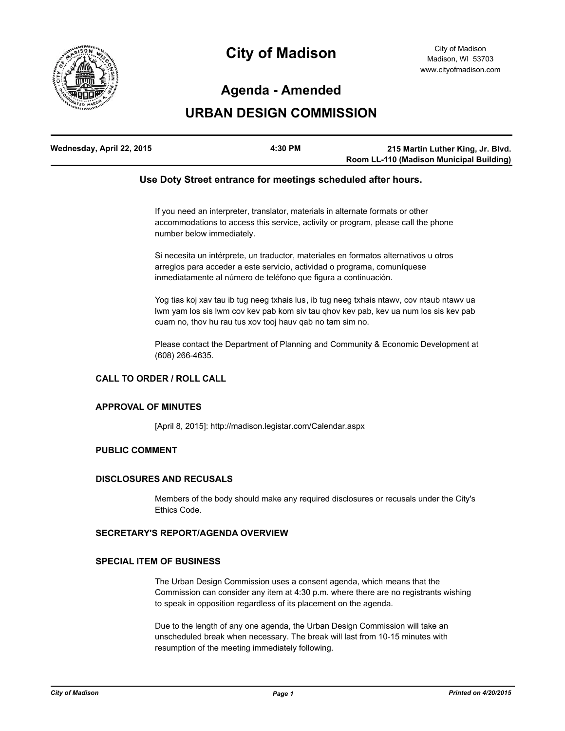# City of Madison

City of Madison
Madison, WI 53703
www.cityofmadison.com

## Agenda - Amended

## URBAN DESIGN COMMISSION

| Wednesday, April 22, 2015 | 4:30 PM | 215 Martin Luther King, Jr. Blvd. Room LL-110 (Madison Municipal Building) |
|---|---|---|

**Use Doty Street entrance for meetings scheduled after hours.**

If you need an interpreter, translator, materials in alternate formats or other accommodations to access this service, activity or program, please call the phone number below immediately.

Si necesita un intérprete, un traductor, materiales en formatos alternativos u otros arreglos para acceder a este servicio, actividad o programa, comuníquese inmediatamente al número de teléfono que figura a continuación.

Yog tias koj xav tau ib tug neeg txhais lus, ib tug neeg txhais ntawv, cov ntaub ntawv ua lwm yam los sis lwm cov kev pab kom siv tau qhov kev pab, kev ua num los sis kev pab cuam no, thov hu rau tus xov tooj hauv qab no tam sim no.

Please contact the Department of Planning and Community & Economic Development at (608) 266-4635.

### CALL TO ORDER / ROLL CALL

### APPROVAL OF MINUTES

[April 8, 2015]: http://madison.legistar.com/Calendar.aspx

### PUBLIC COMMENT

### DISCLOSURES AND RECUSALS

Members of the body should make any required disclosures or recusals under the City's Ethics Code.

### SECRETARY'S REPORT/AGENDA OVERVIEW

### SPECIAL ITEM OF BUSINESS

The Urban Design Commission uses a consent agenda, which means that the Commission can consider any item at 4:30 p.m. where there are no registrants wishing to speak in opposition regardless of its placement on the agenda.

Due to the length of any one agenda, the Urban Design Commission will take an unscheduled break when necessary. The break will last from 10-15 minutes with resumption of the meeting immediately following.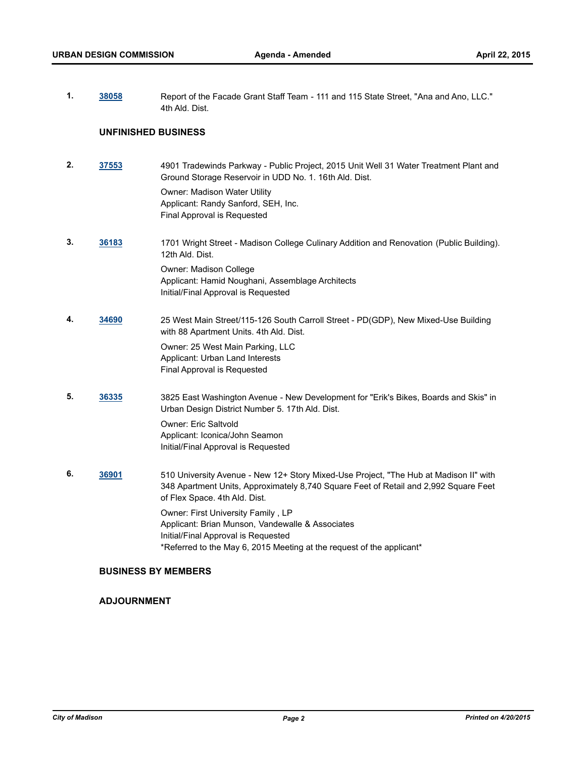1. **38058** Report of the Facade Grant Staff Team - 111 and 115 State Street, "Ana and Ano, LLC." 4th Ald. Dist.

## UNFINISHED BUSINESS

2. **37553** 4901 Tradewinds Parkway - Public Project, 2015 Unit Well 31 Water Treatment Plant and Ground Storage Reservoir in UDD No. 1. 16th Ald. Dist.

   Owner: Madison Water Utility
   Applicant: Randy Sanford, SEH, Inc.
   Final Approval is Requested

3. **36183** 1701 Wright Street - Madison College Culinary Addition and Renovation (Public Building). 12th Ald. Dist.

   Owner: Madison College
   Applicant: Hamid Noughani, Assemblage Architects
   Initial/Final Approval is Requested

4. **34690** 25 West Main Street/115-126 South Carroll Street - PD(GDP), New Mixed-Use Building with 88 Apartment Units. 4th Ald. Dist.

   Owner: 25 West Main Parking, LLC
   Applicant: Urban Land Interests
   Final Approval is Requested

5. **36335** 3825 East Washington Avenue - New Development for "Erik's Bikes, Boards and Skis" in Urban Design District Number 5. 17th Ald. Dist.

   Owner: Eric Saltvold
   Applicant: Iconica/John Seamon
   Initial/Final Approval is Requested

6. **36901** 510 University Avenue - New 12+ Story Mixed-Use Project, "The Hub at Madison II" with 348 Apartment Units, Approximately 8,740 Square Feet of Retail and 2,992 Square Feet of Flex Space. 4th Ald. Dist.

   Owner: First University Family , LP
   Applicant: Brian Munson, Vandewalle & Associates
   Initial/Final Approval is Requested
   *Referred to the May 6, 2015 Meeting at the request of the applicant*

## BUSINESS BY MEMBERS

## ADJOURNMENT